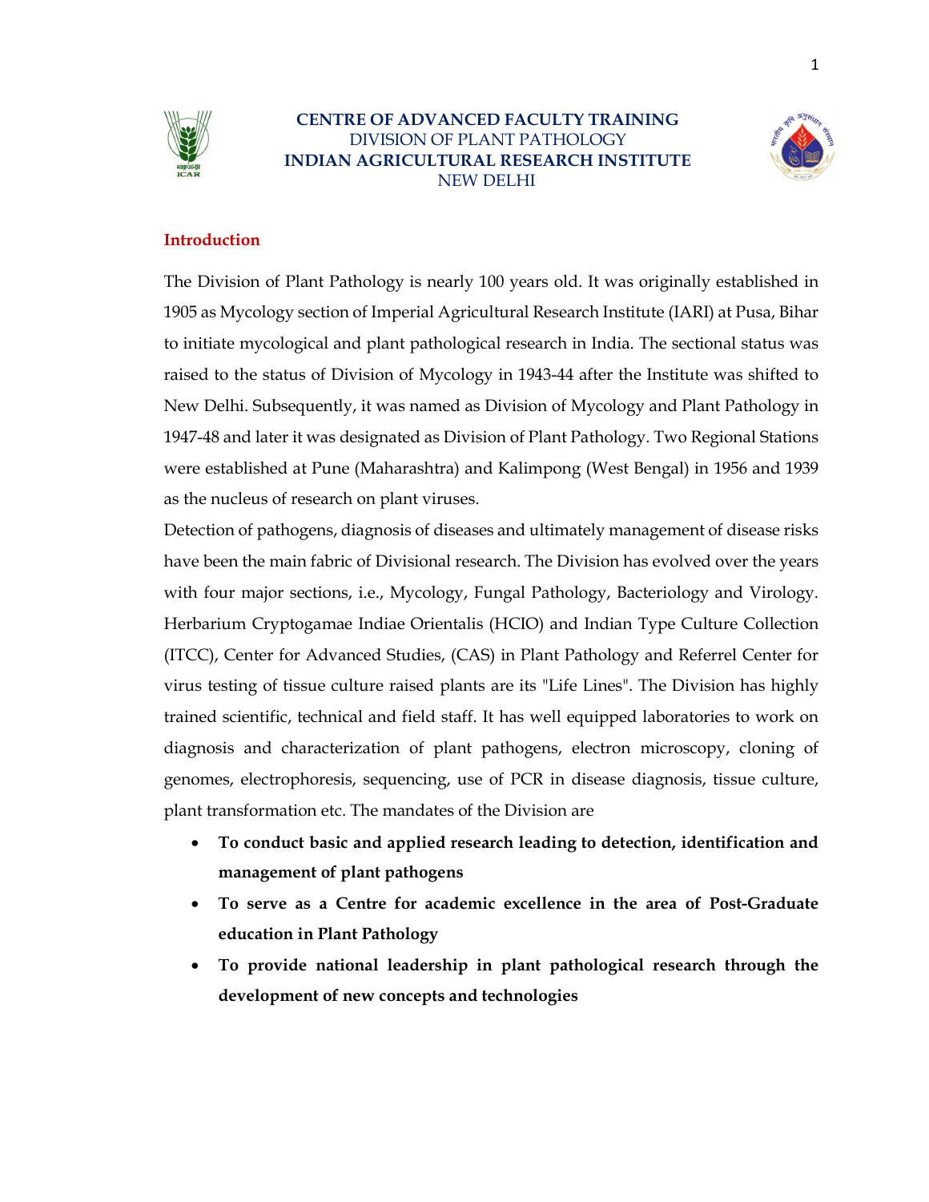**CENTRE OF ADVANCED FACULTY TRAINING**
DIVISION OF PLANT PATHOLOGY
**INDIAN AGRICULTURAL RESEARCH INSTITUTE**
NEW DELHI

## Introduction

The Division of Plant Pathology is nearly 100 years old. It was originally established in 1905 as Mycology section of Imperial Agricultural Research Institute (IARI) at Pusa, Bihar to initiate mycological and plant pathological research in India. The sectional status was raised to the status of Division of Mycology in 1943-44 after the Institute was shifted to New Delhi. Subsequently, it was named as Division of Mycology and Plant Pathology in 1947-48 and later it was designated as Division of Plant Pathology. Two Regional Stations were established at Pune (Maharashtra) and Kalimpong (West Bengal) in 1956 and 1939 as the nucleus of research on plant viruses.

Detection of pathogens, diagnosis of diseases and ultimately management of disease risks have been the main fabric of Divisional research. The Division has evolved over the years with four major sections, i.e., Mycology, Fungal Pathology, Bacteriology and Virology. Herbarium Cryptogamae Indiae Orientalis (HCIO) and Indian Type Culture Collection (ITCC), Center for Advanced Studies, (CAS) in Plant Pathology and Referrel Center for virus testing of tissue culture raised plants are its "Life Lines". The Division has highly trained scientific, technical and field staff. It has well equipped laboratories to work on diagnosis and characterization of plant pathogens, electron microscopy, cloning of genomes, electrophoresis, sequencing, use of PCR in disease diagnosis, tissue culture, plant transformation etc. The mandates of the Division are

- **To conduct basic and applied research leading to detection, identification and management of plant pathogens**
- **To serve as a Centre for academic excellence in the area of Post-Graduate education in Plant Pathology**
- **To provide national leadership in plant pathological research through the development of new concepts and technologies**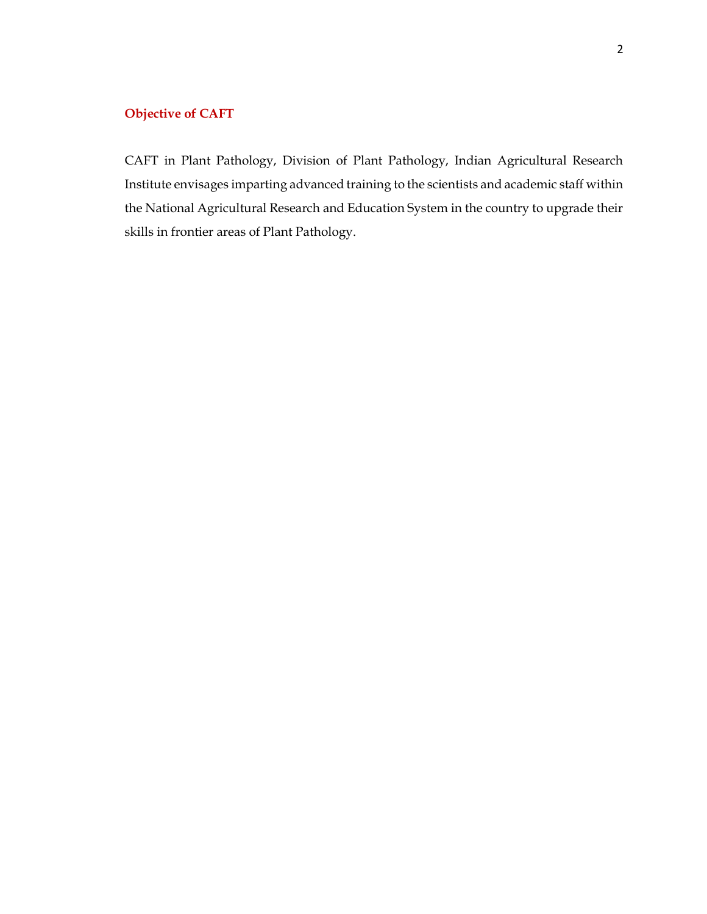## Objective of CAFT

CAFT in Plant Pathology, Division of Plant Pathology, Indian Agricultural Research Institute envisages imparting advanced training to the scientists and academic staff within the National Agricultural Research and Education System in the country to upgrade their skills in frontier areas of Plant Pathology.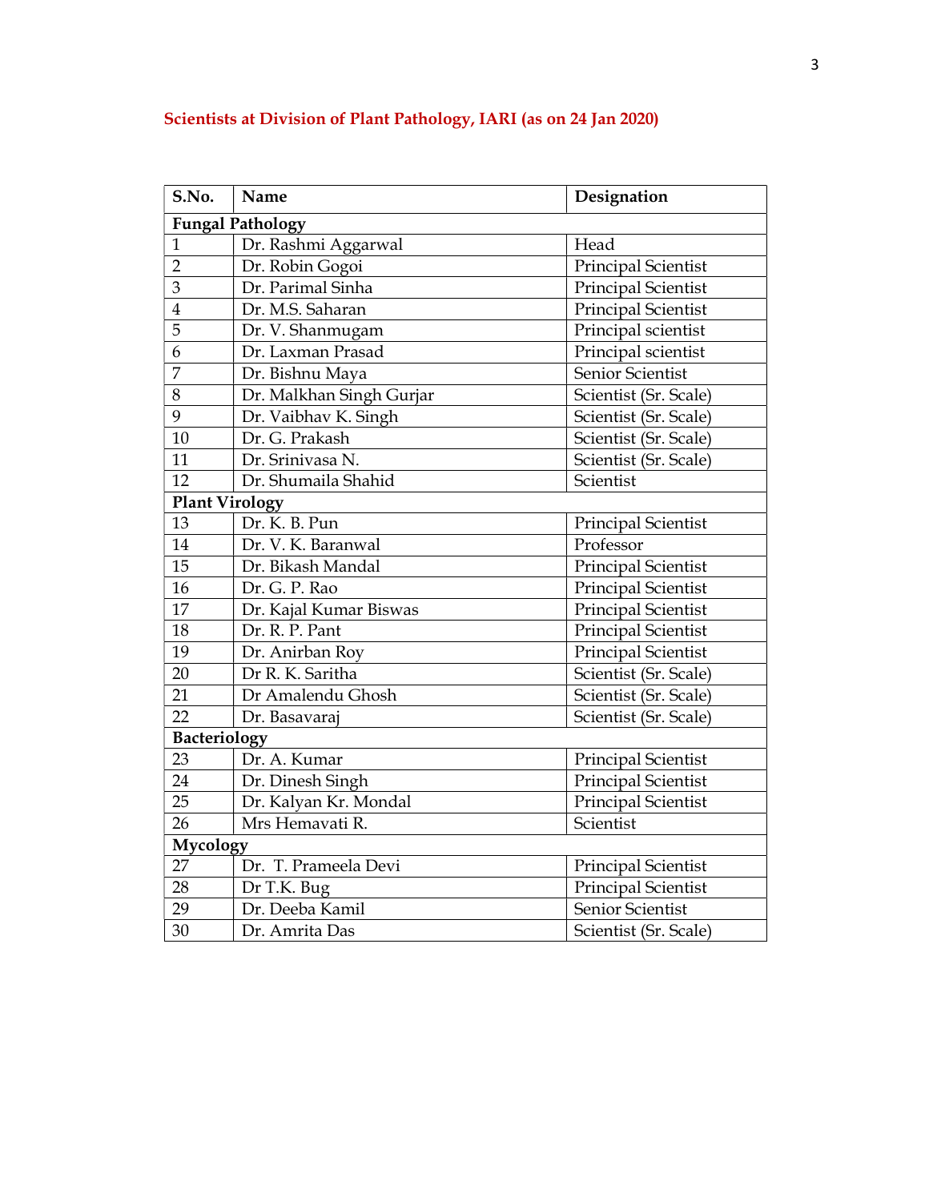## Scientists at Division of Plant Pathology, IARI (as on 24 Jan 2020)

| S.No. | Name | Designation |
|---|---|---|
| **Fungal Pathology** | | |
| 1 | Dr. Rashmi Aggarwal | Head |
| 2 | Dr. Robin Gogoi | Principal Scientist |
| 3 | Dr. Parimal Sinha | Principal Scientist |
| 4 | Dr. M.S. Saharan | Principal Scientist |
| 5 | Dr. V. Shanmugam | Principal scientist |
| 6 | Dr. Laxman Prasad | Principal scientist |
| 7 | Dr. Bishnu Maya | Senior Scientist |
| 8 | Dr. Malkhan Singh Gurjar | Scientist (Sr. Scale) |
| 9 | Dr. Vaibhav K. Singh | Scientist (Sr. Scale) |
| 10 | Dr. G. Prakash | Scientist (Sr. Scale) |
| 11 | Dr. Srinivasa N. | Scientist (Sr. Scale) |
| 12 | Dr. Shumaila Shahid | Scientist |
| **Plant Virology** | | |
| 13 | Dr. K. B. Pun | Principal Scientist |
| 14 | Dr. V. K. Baranwal | Professor |
| 15 | Dr. Bikash Mandal | Principal Scientist |
| 16 | Dr. G. P. Rao | Principal Scientist |
| 17 | Dr. Kajal Kumar Biswas | Principal Scientist |
| 18 | Dr. R. P. Pant | Principal Scientist |
| 19 | Dr. Anirban Roy | Principal Scientist |
| 20 | Dr R. K. Saritha | Scientist (Sr. Scale) |
| 21 | Dr Amalendu Ghosh | Scientist (Sr. Scale) |
| 22 | Dr. Basavaraj | Scientist (Sr. Scale) |
| **Bacteriology** | | |
| 23 | Dr. A. Kumar | Principal Scientist |
| 24 | Dr. Dinesh Singh | Principal Scientist |
| 25 | Dr. Kalyan Kr. Mondal | Principal Scientist |
| 26 | Mrs Hemavati R. | Scientist |
| **Mycology** | | |
| 27 | Dr. T. Prameela Devi | Principal Scientist |
| 28 | Dr T.K. Bug | Principal Scientist |
| 29 | Dr. Deeba Kamil | Senior Scientist |
| 30 | Dr. Amrita Das | Scientist (Sr. Scale) |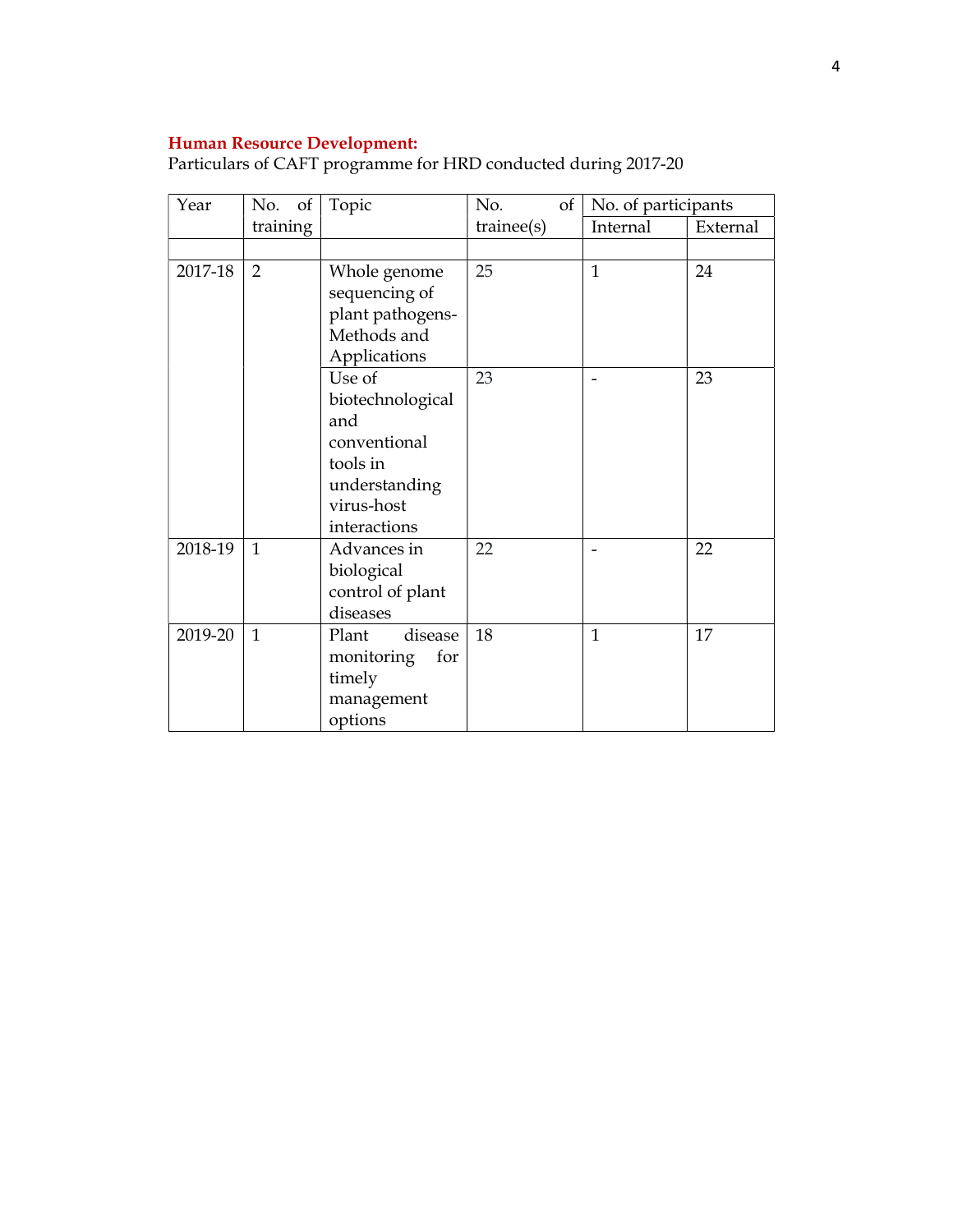**Human Resource Development:**

Particulars of CAFT programme for HRD conducted during 2017-20

| Year | No. of training | Topic | No. of trainee(s) | No. of participants | |
|---|---|---|---|---|---|
| | | | | Internal | External |
| | | | | | |
| 2017-18 | 2 | Whole genome sequencing of plant pathogens- Methods and Applications | 25 | 1 | 24 |
| | | Use of biotechnological and conventional tools in understanding virus-host interactions | 23 | - | 23 |
| 2018-19 | 1 | Advances in biological control of plant diseases | 22 | - | 22 |
| 2019-20 | 1 | Plant disease monitoring for timely management options | 18 | 1 | 17 |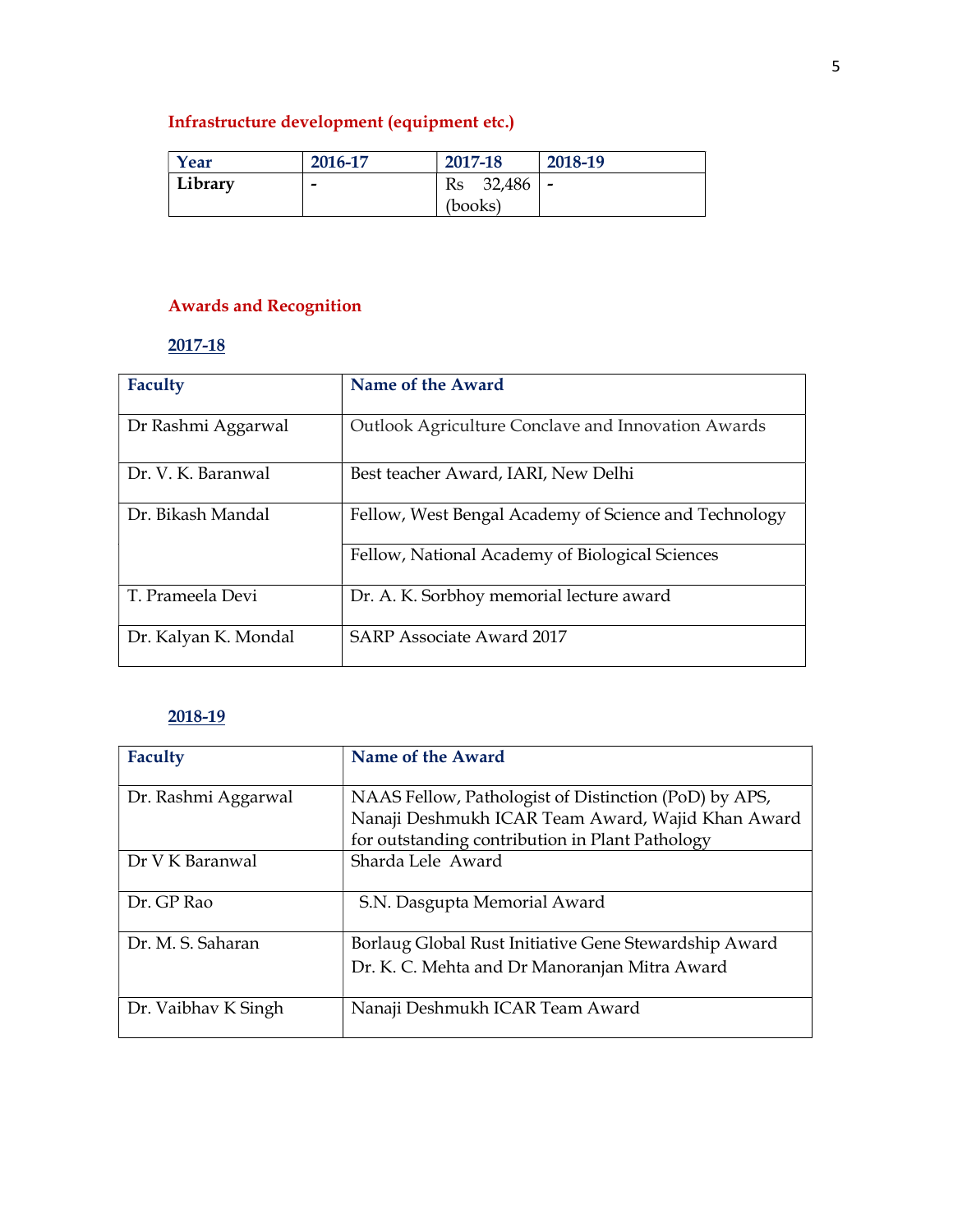## Infrastructure development (equipment etc.)

| Year | 2016-17 | 2017-18 | 2018-19 |
|---|---|---|---|
| **Library** | - | Rs 32,486 (books) | - |

## Awards and Recognition

### 2017-18

| Faculty | Name of the Award |
|---|---|
| Dr Rashmi Aggarwal | Outlook Agriculture Conclave and Innovation Awards |
| Dr. V. K. Baranwal | Best teacher Award, IARI, New Delhi |
| Dr. Bikash Mandal | Fellow, West Bengal Academy of Science and Technology |
| | Fellow, National Academy of Biological Sciences |
| T. Prameela Devi | Dr. A. K. Sorbhoy memorial lecture award |
| Dr. Kalyan K. Mondal | SARP Associate Award 2017 |

### 2018-19

| Faculty | Name of the Award |
|---|---|
| Dr. Rashmi Aggarwal | NAAS Fellow, Pathologist of Distinction (PoD) by APS, Nanaji Deshmukh ICAR Team Award, Wajid Khan Award for outstanding contribution in Plant Pathology |
| Dr V K Baranwal | Sharda Lele Award |
| Dr. GP Rao | S.N. Dasgupta Memorial Award |
| Dr. M. S. Saharan | Borlaug Global Rust Initiative Gene Stewardship Award<br>Dr. K. C. Mehta and Dr Manoranjan Mitra Award |
| Dr. Vaibhav K Singh | Nanaji Deshmukh ICAR Team Award |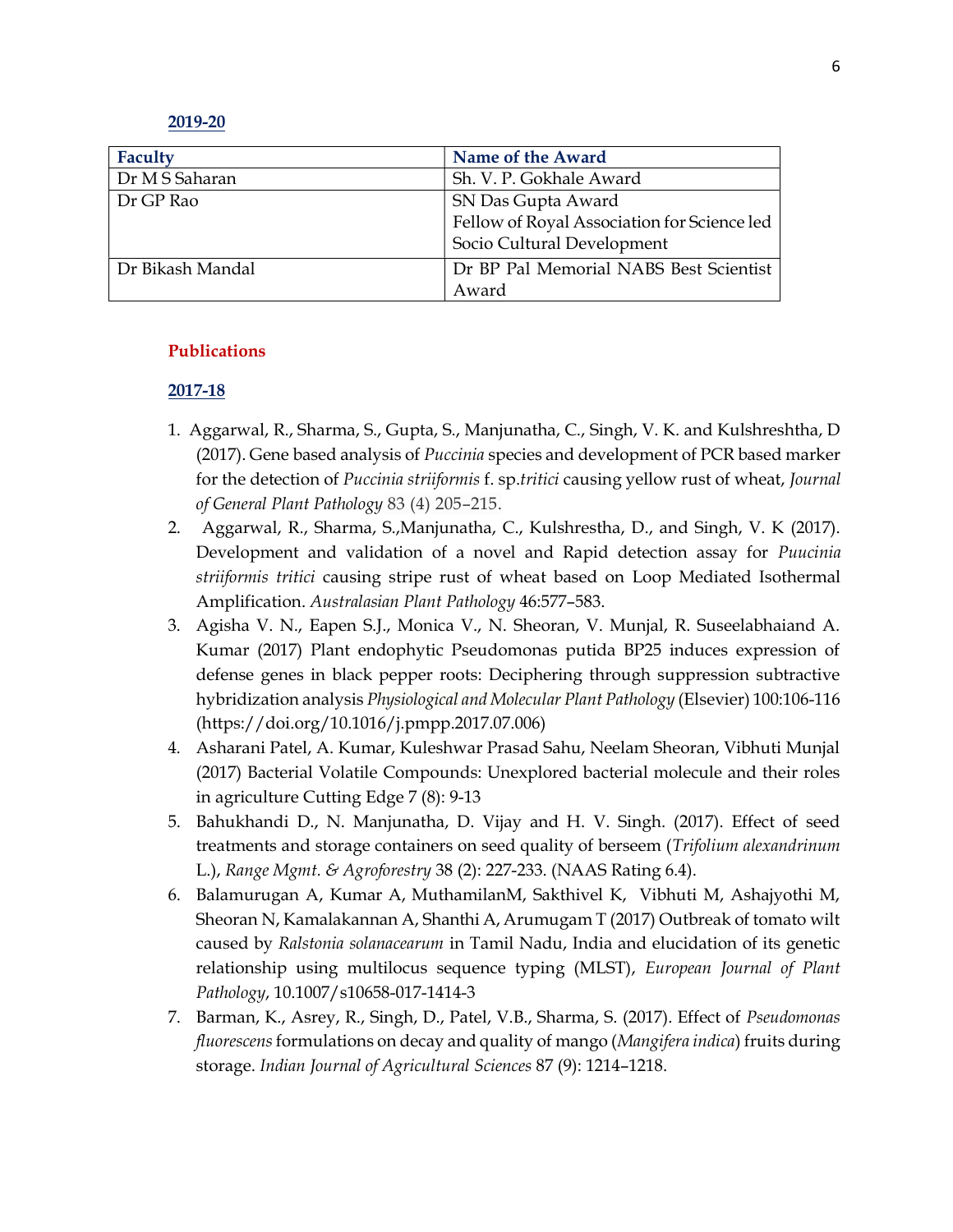**2019-20**

| Faculty | Name of the Award |
|---|---|
| Dr M S Saharan | Sh. V. P. Gokhale Award |
| Dr GP Rao | SN Das Gupta Award<br>Fellow of Royal Association for Science led Socio Cultural Development |
| Dr Bikash Mandal | Dr BP Pal Memorial NABS Best Scientist Award |

## Publications

**2017-18**

1. Aggarwal, R., Sharma, S., Gupta, S., Manjunatha, C., Singh, V. K. and Kulshreshtha, D (2017). Gene based analysis of *Puccinia* species and development of PCR based marker for the detection of *Puccinia striiformis* f. sp.*tritici* causing yellow rust of wheat, *Journal of General Plant Pathology* 83 (4) 205–215.
2. Aggarwal, R., Sharma, S.,Manjunatha, C., Kulshrestha, D., and Singh, V. K (2017). Development and validation of a novel and Rapid detection assay for *Puucinia striiformis tritici* causing stripe rust of wheat based on Loop Mediated Isothermal Amplification. *Australasian Plant Pathology* 46:577–583.
3. Agisha V. N., Eapen S.J., Monica V., N. Sheoran, V. Munjal, R. Suseelabhaiand A. Kumar (2017) Plant endophytic Pseudomonas putida BP25 induces expression of defense genes in black pepper roots: Deciphering through suppression subtractive hybridization analysis *Physiological and Molecular Plant Pathology* (Elsevier) 100:106-116 (https://doi.org/10.1016/j.pmpp.2017.07.006)
4. Asharani Patel, A. Kumar, Kuleshwar Prasad Sahu, Neelam Sheoran, Vibhuti Munjal (2017) Bacterial Volatile Compounds: Unexplored bacterial molecule and their roles in agriculture Cutting Edge 7 (8): 9-13
5. Bahukhandi D., N. Manjunatha, D. Vijay and H. V. Singh. (2017). Effect of seed treatments and storage containers on seed quality of berseem (*Trifolium alexandrinum* L.), *Range Mgmt. & Agroforestry* 38 (2): 227-233. (NAAS Rating 6.4).
6. Balamurugan A, Kumar A, MuthamilanM, Sakthivel K, Vibhuti M, Ashajyothi M, Sheoran N, Kamalakannan A, Shanthi A, Arumugam T (2017) Outbreak of tomato wilt caused by *Ralstonia solanacearum* in Tamil Nadu, India and elucidation of its genetic relationship using multilocus sequence typing (MLST), *European Journal of Plant Pathology*, 10.1007/s10658-017-1414-3
7. Barman, K., Asrey, R., Singh, D., Patel, V.B., Sharma, S. (2017). Effect of *Pseudomonas fluorescens* formulations on decay and quality of mango (*Mangifera indica*) fruits during storage. *Indian Journal of Agricultural Sciences* 87 (9): 1214–1218.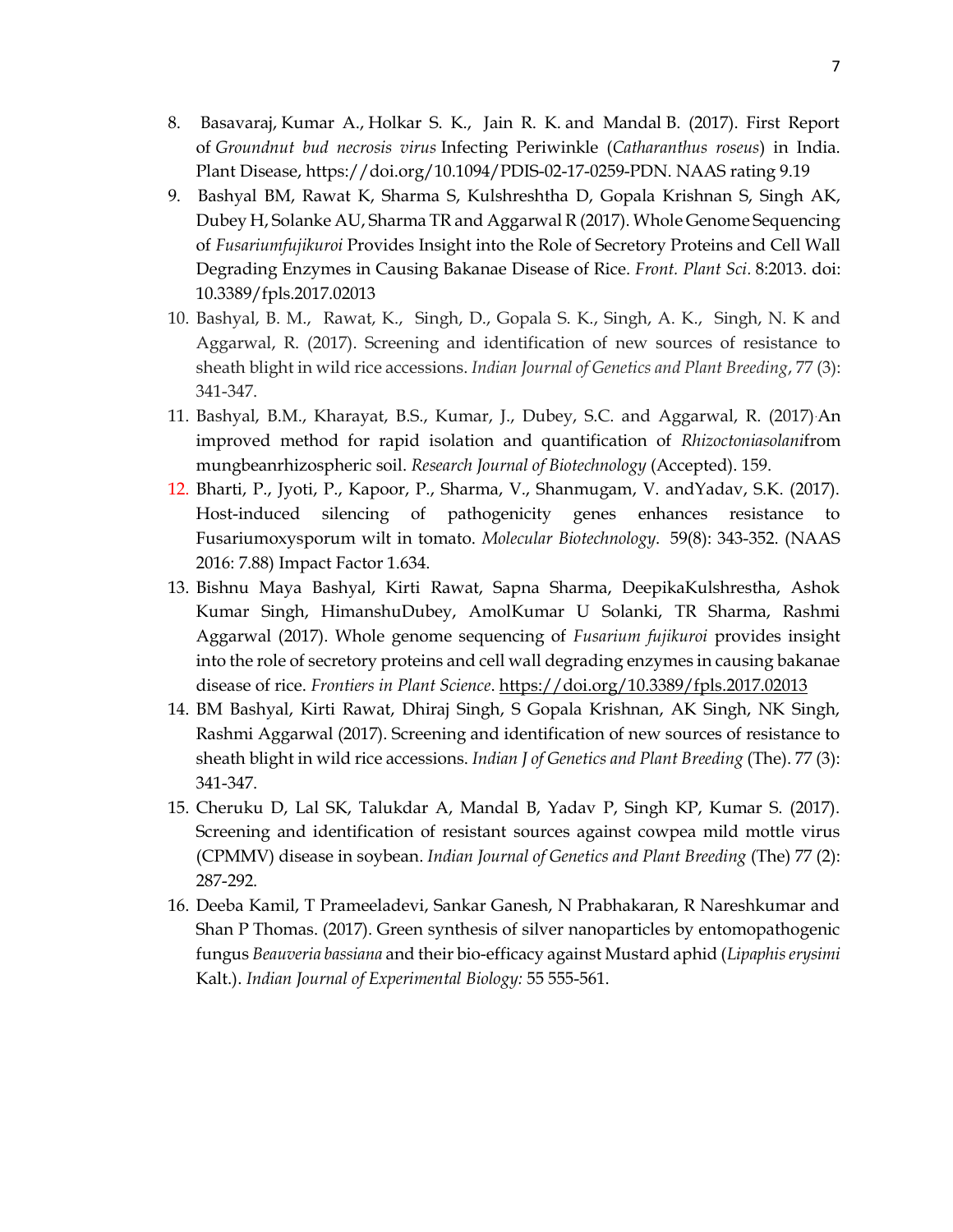8. Basavaraj, Kumar A., Holkar S. K., Jain R. K. and Mandal B. (2017). First Report of *Groundnut bud necrosis virus* Infecting Periwinkle (*Catharanthus roseus*) in India. Plant Disease, https://doi.org/10.1094/PDIS-02-17-0259-PDN. NAAS rating 9.19
9. Bashyal BM, Rawat K, Sharma S, Kulshreshtha D, Gopala Krishnan S, Singh AK, Dubey H, Solanke AU, Sharma TR and Aggarwal R (2017). Whole Genome Sequencing of *Fusariumfujikuroi* Provides Insight into the Role of Secretory Proteins and Cell Wall Degrading Enzymes in Causing Bakanae Disease of Rice. *Front. Plant Sci.* 8:2013. doi: 10.3389/fpls.2017.02013
10. Bashyal, B. M., Rawat, K., Singh, D., Gopala S. K., Singh, A. K., Singh, N. K and Aggarwal, R. (2017). Screening and identification of new sources of resistance to sheath blight in wild rice accessions. *Indian Journal of Genetics and Plant Breeding*, 77 (3): 341-347.
11. Bashyal, B.M., Kharayat, B.S., Kumar, J., Dubey, S.C. and Aggarwal, R. (2017).An improved method for rapid isolation and quantification of *Rhizoctoniasolani*from mungbeanrhizospheric soil. *Research Journal of Biotechnology* (Accepted). 159.
12. Bharti, P., Jyoti, P., Kapoor, P., Sharma, V., Shanmugam, V. andYadav, S.K. (2017). Host-induced silencing of pathogenicity genes enhances resistance to Fusariumoxysporum wilt in tomato. *Molecular Biotechnology*. 59(8): 343-352. (NAAS 2016: 7.88) Impact Factor 1.634.
13. Bishnu Maya Bashyal, Kirti Rawat, Sapna Sharma, DeepikaKulshrestha, Ashok Kumar Singh, HimanshuDubey, AmolKumar U Solanki, TR Sharma, Rashmi Aggarwal (2017). Whole genome sequencing of *Fusarium fujikuroi* provides insight into the role of secretory proteins and cell wall degrading enzymes in causing bakanae disease of rice. *Frontiers in Plant Science*. https://doi.org/10.3389/fpls.2017.02013
14. BM Bashyal, Kirti Rawat, Dhiraj Singh, S Gopala Krishnan, AK Singh, NK Singh, Rashmi Aggarwal (2017). Screening and identification of new sources of resistance to sheath blight in wild rice accessions. *Indian J of Genetics and Plant Breeding* (The). 77 (3): 341-347.
15. Cheruku D, Lal SK, Talukdar A, Mandal B, Yadav P, Singh KP, Kumar S. (2017). Screening and identification of resistant sources against cowpea mild mottle virus (CPMMV) disease in soybean. *Indian Journal of Genetics and Plant Breeding* (The) 77 (2): 287-292.
16. Deeba Kamil, T Prameeladevi, Sankar Ganesh, N Prabhakaran, R Nareshkumar and Shan P Thomas. (2017). Green synthesis of silver nanoparticles by entomopathogenic fungus *Beauveria bassiana* and their bio-efficacy against Mustard aphid (*Lipaphis erysimi* Kalt.). *Indian Journal of Experimental Biology:* 55 555-561.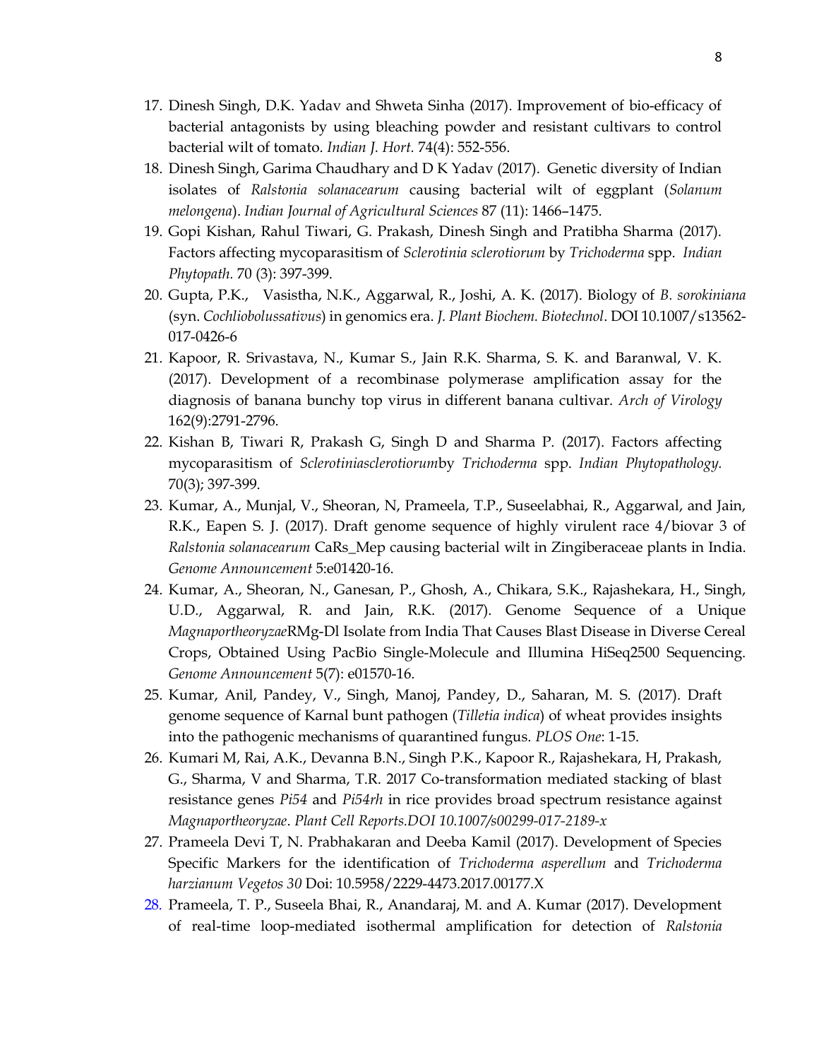17. Dinesh Singh, D.K. Yadav and Shweta Sinha (2017). Improvement of bio-efficacy of bacterial antagonists by using bleaching powder and resistant cultivars to control bacterial wilt of tomato. *Indian J. Hort.* 74(4): 552-556.
18. Dinesh Singh, Garima Chaudhary and D K Yadav (2017). Genetic diversity of Indian isolates of *Ralstonia solanacearum* causing bacterial wilt of eggplant (*Solanum melongena*). *Indian Journal of Agricultural Sciences* 87 (11): 1466–1475.
19. Gopi Kishan, Rahul Tiwari, G. Prakash, Dinesh Singh and Pratibha Sharma (2017). Factors affecting mycoparasitism of *Sclerotinia sclerotiorum* by *Trichoderma* spp. *Indian Phytopath.* 70 (3): 397-399.
20. Gupta, P.K., Vasistha, N.K., Aggarwal, R., Joshi, A. K. (2017). Biology of *B. sorokiniana* (syn. *Cochliobolussativus*) in genomics era. *J. Plant Biochem. Biotechnol*. DOI 10.1007/s13562-017-0426-6
21. Kapoor, R. Srivastava, N., Kumar S., Jain R.K. Sharma, S. K. and Baranwal, V. K. (2017). Development of a recombinase polymerase amplification assay for the diagnosis of banana bunchy top virus in different banana cultivar. *Arch of Virology* 162(9):2791-2796.
22. Kishan B, Tiwari R, Prakash G, Singh D and Sharma P. (2017). Factors affecting mycoparasitism of *Sclerotiniasclerotiorum*by *Trichoderma* spp. *Indian Phytopathology.* 70(3); 397-399.
23. Kumar, A., Munjal, V., Sheoran, N, Prameela, T.P., Suseelabhai, R., Aggarwal, and Jain, R.K., Eapen S. J. (2017). Draft genome sequence of highly virulent race 4/biovar 3 of *Ralstonia solanacearum* CaRs_Mep causing bacterial wilt in Zingiberaceae plants in India. *Genome Announcement* 5:e01420-16.
24. Kumar, A., Sheoran, N., Ganesan, P., Ghosh, A., Chikara, S.K., Rajashekara, H., Singh, U.D., Aggarwal, R. and Jain, R.K. (2017). Genome Sequence of a Unique *Magnaportheoryzae*RMg-Dl Isolate from India That Causes Blast Disease in Diverse Cereal Crops, Obtained Using PacBio Single-Molecule and Illumina HiSeq2500 Sequencing. *Genome Announcement* 5(7): e01570-16.
25. Kumar, Anil, Pandey, V., Singh, Manoj, Pandey, D., Saharan, M. S. (2017). Draft genome sequence of Karnal bunt pathogen (*Tilletia indica*) of wheat provides insights into the pathogenic mechanisms of quarantined fungus. *PLOS One*: 1-15.
26. Kumari M, Rai, A.K., Devanna B.N., Singh P.K., Kapoor R., Rajashekara, H, Prakash, G., Sharma, V and Sharma, T.R. 2017 Co-transformation mediated stacking of blast resistance genes *Pi54* and *Pi54rh* in rice provides broad spectrum resistance against *Magnaportheoryzae*. *Plant Cell Reports.DOI 10.1007/s00299-017-2189-x*
27. Prameela Devi T, N. Prabhakaran and Deeba Kamil (2017). Development of Species Specific Markers for the identification of *Trichoderma asperellum* and *Trichoderma harzianum Vegetos 30* Doi: 10.5958/2229-4473.2017.00177.X
28. Prameela, T. P., Suseela Bhai, R., Anandaraj, M. and A. Kumar (2017). Development of real-time loop-mediated isothermal amplification for detection of *Ralstonia*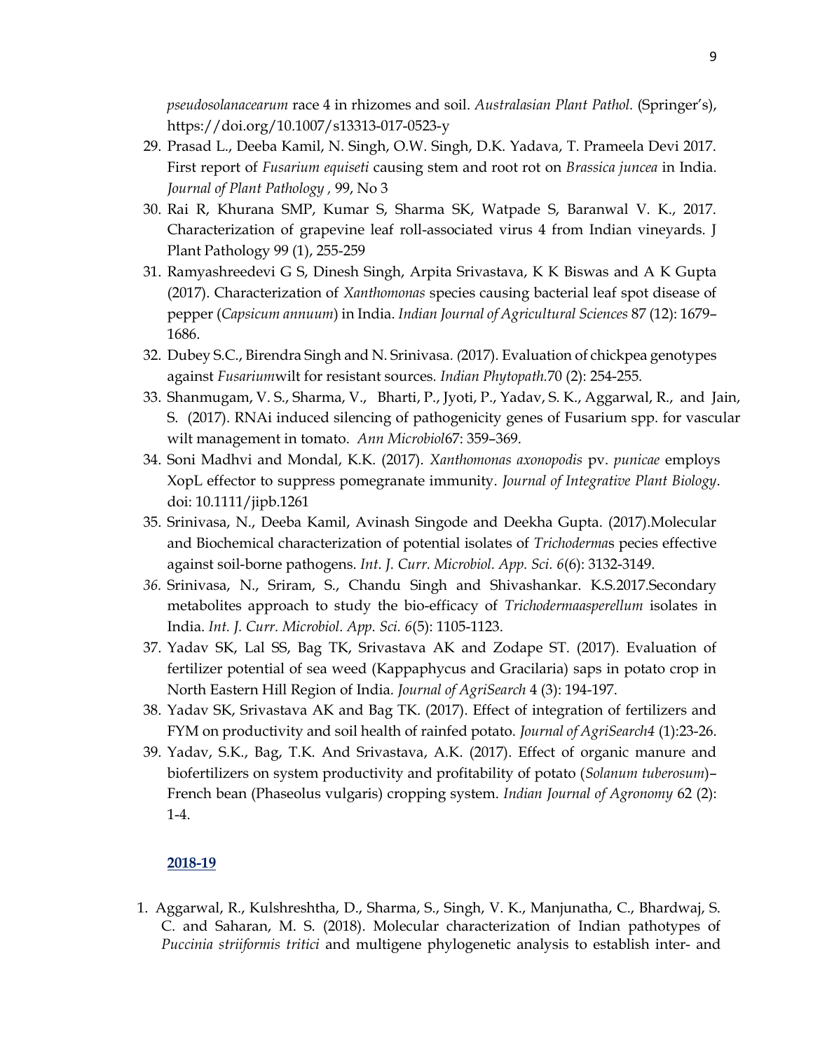*pseudosolanacearum* race 4 in rhizomes and soil. *Australasian Plant Pathol.* (Springer's), https://doi.org/10.1007/s13313-017-0523-y

29. Prasad L., Deeba Kamil, N. Singh, O.W. Singh, D.K. Yadava, T. Prameela Devi 2017. First report of *Fusarium equiseti* causing stem and root rot on *Brassica juncea* in India. *Journal of Plant Pathology ,* 99, No 3
30. Rai R, Khurana SMP, Kumar S, Sharma SK, Watpade S, Baranwal V. K., 2017. Characterization of grapevine leaf roll-associated virus 4 from Indian vineyards. J Plant Pathology 99 (1), 255-259
31. Ramyashreedevi G S, Dinesh Singh, Arpita Srivastava, K K Biswas and A K Gupta (2017). Characterization of *Xanthomonas* species causing bacterial leaf spot disease of pepper (*Capsicum annuum*) in India. *Indian Journal of Agricultural Sciences* 87 (12): 1679–1686.
32. Dubey S.C., Birendra Singh and N. Srinivasa. (2017). Evaluation of chickpea genotypes against *Fusarium*wilt for resistant sources. *Indian Phytopath.*70 (2): 254-255.
33. Shanmugam, V. S., Sharma, V., Bharti, P., Jyoti, P., Yadav, S. K., Aggarwal, R., and Jain, S. (2017). RNAi induced silencing of pathogenicity genes of Fusarium spp. for vascular wilt management in tomato. *Ann Microbiol*67: 359–369.
34. Soni Madhvi and Mondal, K.K. (2017). *Xanthomonas axonopodis* pv. *punicae* employs XopL effector to suppress pomegranate immunity. *Journal of Integrative Plant Biology*. doi: 10.1111/jipb.1261
35. Srinivasa, N., Deeba Kamil, Avinash Singode and Deekha Gupta. (2017).Molecular and Biochemical characterization of potential isolates of *Trichoderma*s pecies effective against soil-borne pathogens. *Int. J. Curr. Microbiol. App. Sci. 6*(6): 3132-3149.
36. Srinivasa, N., Sriram, S., Chandu Singh and Shivashankar. K.S.2017.Secondary metabolites approach to study the bio-efficacy of *Trichodermaasperellum* isolates in India. *Int. J. Curr. Microbiol. App. Sci. 6*(5): 1105-1123.
37. Yadav SK, Lal SS, Bag TK, Srivastava AK and Zodape ST. (2017). Evaluation of fertilizer potential of sea weed (Kappaphycus and Gracilaria) saps in potato crop in North Eastern Hill Region of India. *Journal of AgriSearch* 4 (3): 194-197.
38. Yadav SK, Srivastava AK and Bag TK. (2017). Effect of integration of fertilizers and FYM on productivity and soil health of rainfed potato. *Journal of AgriSearch4* (1):23-26.
39. Yadav, S.K., Bag, T.K. And Srivastava, A.K. (2017). Effect of organic manure and biofertilizers on system productivity and profitability of potato (*Solanum tuberosum*)–French bean (Phaseolus vulgaris) cropping system. *Indian Journal of Agronomy* 62 (2): 1-4.

## 2018-19

1. Aggarwal, R., Kulshreshtha, D., Sharma, S., Singh, V. K., Manjunatha, C., Bhardwaj, S. C. and Saharan, M. S. (2018). Molecular characterization of Indian pathotypes of *Puccinia striiformis tritici* and multigene phylogenetic analysis to establish inter- and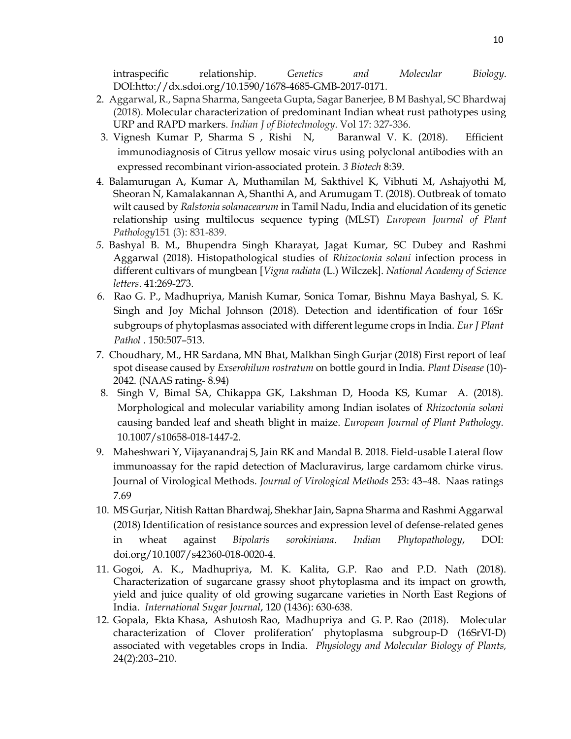intraspecific relationship. *Genetics and Molecular Biology*. DOI:htto://dx.sdoi.org/10.1590/1678-4685-GMB-2017-0171.

2. Aggarwal, R., Sapna Sharma, Sangeeta Gupta, Sagar Banerjee, B M Bashyal, SC Bhardwaj (2018). Molecular characterization of predominant Indian wheat rust pathotypes using URP and RAPD markers. *Indian J of Biotechnology*. Vol 17: 327-336.
3. Vignesh Kumar P, Sharma S , Rishi N, Baranwal V. K. (2018). Efficient immunodiagnosis of Citrus yellow mosaic virus using polyclonal antibodies with an expressed recombinant virion-associated protein. *3 Biotech* 8:39.
4. Balamurugan A, Kumar A, Muthamilan M, Sakthivel K, Vibhuti M, Ashajyothi M, Sheoran N, Kamalakannan A, Shanthi A, and Arumugam T. (2018). Outbreak of tomato wilt caused by *Ralstonia solanacearum* in Tamil Nadu, India and elucidation of its genetic relationship using multilocus sequence typing (MLST) *European Journal of Plant Pathology*151 (3): 831-839.
5. Bashyal B. M., Bhupendra Singh Kharayat, Jagat Kumar, SC Dubey and Rashmi Aggarwal (2018). Histopathological studies of *Rhizoctonia solani* infection process in different cultivars of mungbean [*Vigna radiata* (L.) Wilczek]. *National Academy of Science letters*. 41:269-273.
6. Rao G. P., Madhupriya, Manish Kumar, Sonica Tomar, Bishnu Maya Bashyal, S. K. Singh and Joy Michal Johnson (2018). Detection and identification of four 16Sr subgroups of phytoplasmas associated with different legume crops in India. *Eur J Plant Pathol* . 150:507–513.
7. Choudhary, M., HR Sardana, MN Bhat, Malkhan Singh Gurjar (2018) First report of leaf spot disease caused by *Exserohilum rostratum* on bottle gourd in India. *Plant Disease* (10)-2042. (NAAS rating- 8.94)
8. Singh V, Bimal SA, Chikappa GK, Lakshman D, Hooda KS, Kumar A. (2018). Morphological and molecular variability among Indian isolates of *Rhizoctonia solani* causing banded leaf and sheath blight in maize. *European Journal of Plant Pathology*. 10.1007/s10658-018-1447-2.
9. Maheshwari Y, Vijayanandraj S, Jain RK and Mandal B. 2018. Field-usable Lateral flow immunoassay for the rapid detection of Macluravirus, large cardamom chirke virus. Journal of Virological Methods. *Journal of Virological Methods* 253: 43–48. Naas ratings 7.69
10. MS Gurjar, Nitish Rattan Bhardwaj, Shekhar Jain, Sapna Sharma and Rashmi Aggarwal (2018) Identification of resistance sources and expression level of defense-related genes in wheat against *Bipolaris sorokiniana*. *Indian Phytopathology*, DOI: doi.org/10.1007/s42360-018-0020-4.
11. Gogoi, A. K., Madhupriya, M. K. Kalita, G.P. Rao and P.D. Nath (2018). Characterization of sugarcane grassy shoot phytoplasma and its impact on growth, yield and juice quality of old growing sugarcane varieties in North East Regions of India. *International Sugar Journal*, 120 (1436): 630-638.
12. Gopala, Ekta Khasa, Ashutosh Rao, Madhupriya and G. P. Rao (2018). Molecular characterization of Clover proliferation' phytoplasma subgroup-D (16SrVI-D) associated with vegetables crops in India. *Physiology and Molecular Biology of Plants,* 24(2):203–210.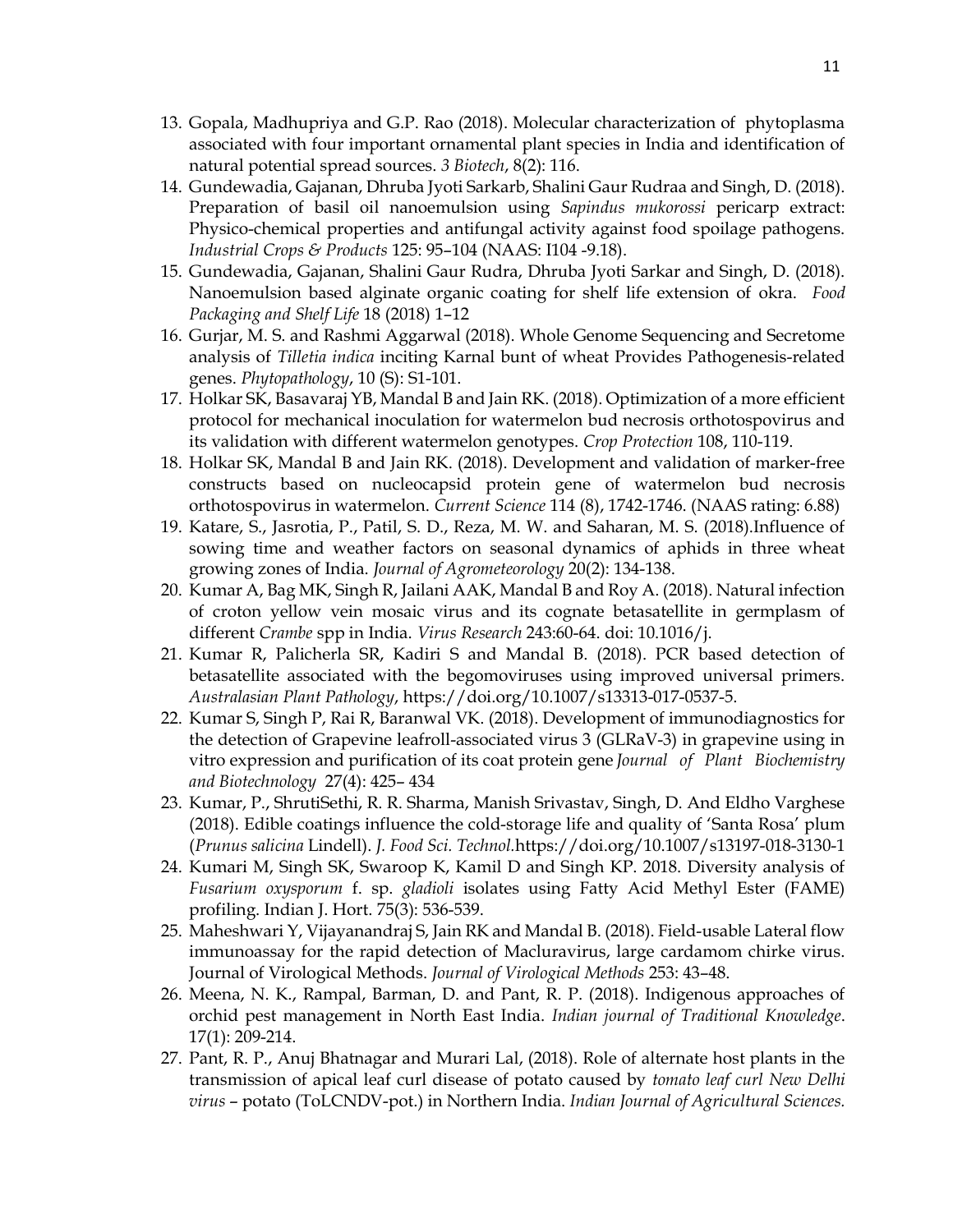13. Gopala, Madhupriya and G.P. Rao (2018). Molecular characterization of phytoplasma associated with four important ornamental plant species in India and identification of natural potential spread sources. *3 Biotech*, 8(2): 116.
14. Gundewadia, Gajanan, Dhruba Jyoti Sarkarb, Shalini Gaur Rudraa and Singh, D. (2018). Preparation of basil oil nanoemulsion using *Sapindus mukorossi* pericarp extract: Physico-chemical properties and antifungal activity against food spoilage pathogens. *Industrial Crops & Products* 125: 95–104 (NAAS: I104 -9.18).
15. Gundewadia, Gajanan, Shalini Gaur Rudra, Dhruba Jyoti Sarkar and Singh, D. (2018). Nanoemulsion based alginate organic coating for shelf life extension of okra. *Food Packaging and Shelf Life* 18 (2018) 1–12
16. Gurjar, M. S. and Rashmi Aggarwal (2018). Whole Genome Sequencing and Secretome analysis of *Tilletia indica* inciting Karnal bunt of wheat Provides Pathogenesis-related genes. *Phytopathology*, 10 (S): S1-101.
17. Holkar SK, Basavaraj YB, Mandal B and Jain RK. (2018). Optimization of a more efficient protocol for mechanical inoculation for watermelon bud necrosis orthotospovirus and its validation with different watermelon genotypes. *Crop Protection* 108, 110-119.
18. Holkar SK, Mandal B and Jain RK. (2018). Development and validation of marker-free constructs based on nucleocapsid protein gene of watermelon bud necrosis orthotospovirus in watermelon. *Current Science* 114 (8), 1742-1746. (NAAS rating: 6.88)
19. Katare, S., Jasrotia, P., Patil, S. D., Reza, M. W. and Saharan, M. S. (2018).Influence of sowing time and weather factors on seasonal dynamics of aphids in three wheat growing zones of India. *Journal of Agrometeorology* 20(2): 134-138.
20. Kumar A, Bag MK, Singh R, Jailani AAK, Mandal B and Roy A. (2018). Natural infection of croton yellow vein mosaic virus and its cognate betasatellite in germplasm of different *Crambe* spp in India. *Virus Research* 243:60-64. doi: 10.1016/j.
21. Kumar R, Palicherla SR, Kadiri S and Mandal B. (2018). PCR based detection of betasatellite associated with the begomoviruses using improved universal primers. *Australasian Plant Pathology*, https://doi.org/10.1007/s13313-017-0537-5.
22. Kumar S, Singh P, Rai R, Baranwal VK. (2018). Development of immunodiagnostics for the detection of Grapevine leafroll-associated virus 3 (GLRaV-3) in grapevine using in vitro expression and purification of its coat protein gene *Journal of Plant Biochemistry and Biotechnology* 27(4): 425– 434
23. Kumar, P., ShrutiSethi, R. R. Sharma, Manish Srivastav, Singh, D. And Eldho Varghese (2018). Edible coatings influence the cold-storage life and quality of 'Santa Rosa' plum (*Prunus salicina* Lindell). *J. Food Sci. Technol.*https://doi.org/10.1007/s13197-018-3130-1
24. Kumari M, Singh SK, Swaroop K, Kamil D and Singh KP. 2018. Diversity analysis of *Fusarium oxysporum* f. sp. *gladioli* isolates using Fatty Acid Methyl Ester (FAME) profiling. Indian J. Hort. 75(3): 536-539.
25. Maheshwari Y, Vijayanandraj S, Jain RK and Mandal B. (2018). Field-usable Lateral flow immunoassay for the rapid detection of Macluravirus, large cardamom chirke virus. Journal of Virological Methods. *Journal of Virological Methods* 253: 43–48.
26. Meena, N. K., Rampal, Barman, D. and Pant, R. P. (2018). Indigenous approaches of orchid pest management in North East India. *Indian journal of Traditional Knowledge*. 17(1): 209-214.
27. Pant, R. P., Anuj Bhatnagar and Murari Lal, (2018). Role of alternate host plants in the transmission of apical leaf curl disease of potato caused by *tomato leaf curl New Delhi virus* – potato (ToLCNDV-pot.) in Northern India. *Indian Journal of Agricultural Sciences.*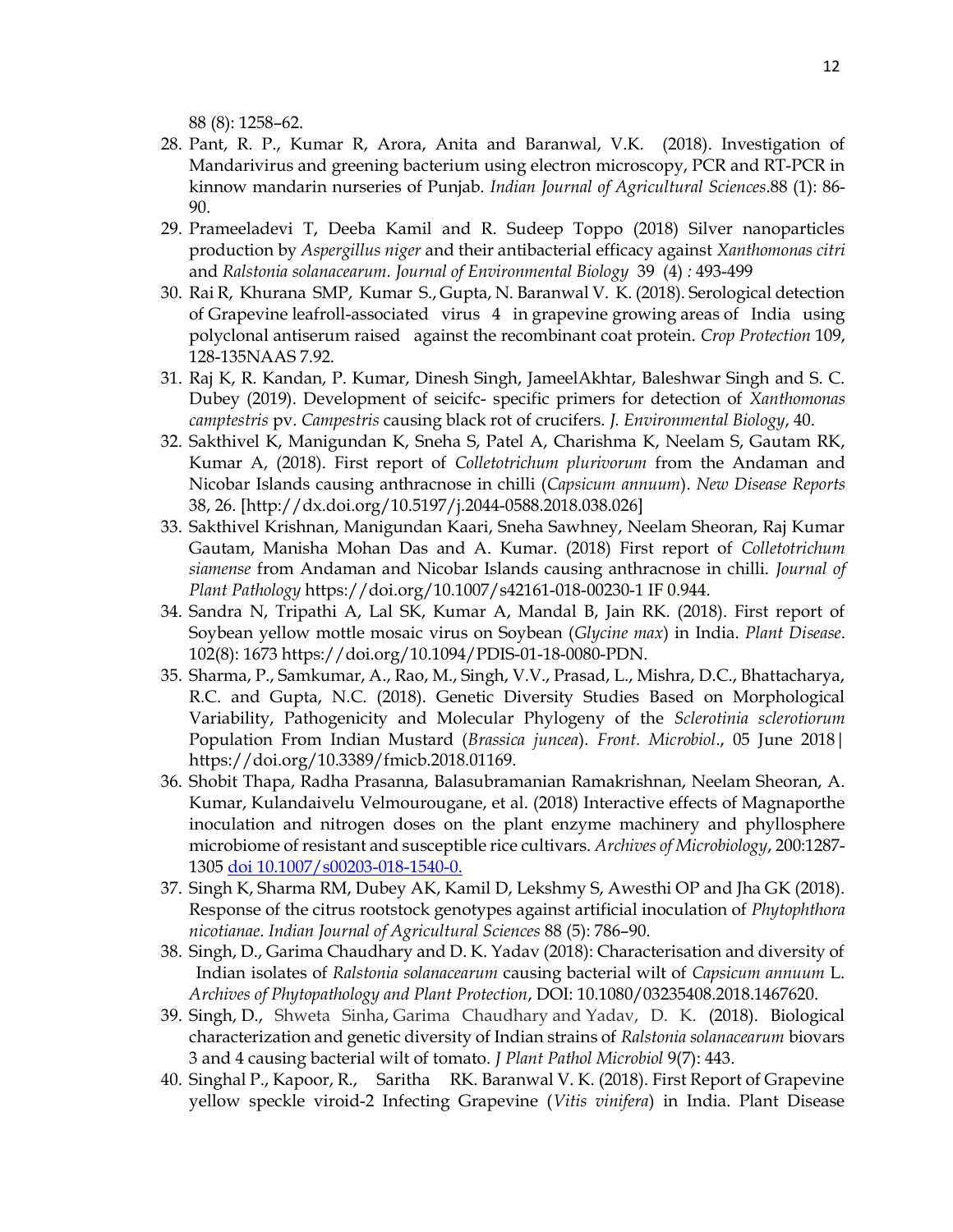88 (8): 1258–62.

28. Pant, R. P., Kumar R, Arora, Anita and Baranwal, V.K. (2018). Investigation of Mandarivirus and greening bacterium using electron microscopy, PCR and RT-PCR in kinnow mandarin nurseries of Punjab. *Indian Journal of Agricultural Sciences*.88 (1): 86-90.
29. Prameeladevi T, Deeba Kamil and R. Sudeep Toppo (2018) Silver nanoparticles production by *Aspergillus niger* and their antibacterial efficacy against *Xanthomonas citri* and *Ralstonia solanacearum*. *Journal of Environmental Biology* 39 (4) *:* 493-499
30. Rai R, Khurana SMP, Kumar S., Gupta, N. Baranwal V. K. (2018). Serological detection of Grapevine leafroll-associated virus 4 in grapevine growing areas of India using polyclonal antiserum raised against the recombinant coat protein. *Crop Protection* 109, 128-135NAAS 7.92.
31. Raj K, R. Kandan, P. Kumar, Dinesh Singh, JameelAkhtar, Baleshwar Singh and S. C. Dubey (2019). Development of seicifc- specific primers for detection of *Xanthomonas camptestris* pv. *Campestris* causing black rot of crucifers. *J. Environmental Biology*, 40.
32. Sakthivel K, Manigundan K, Sneha S, Patel A, Charishma K, Neelam S, Gautam RK, Kumar A, (2018). First report of *Colletotrichum plurivorum* from the Andaman and Nicobar Islands causing anthracnose in chilli (*Capsicum annuum*). *New Disease Reports* 38, 26. [http://dx.doi.org/10.5197/j.2044-0588.2018.038.026]
33. Sakthivel Krishnan, Manigundan Kaari, Sneha Sawhney, Neelam Sheoran, Raj Kumar Gautam, Manisha Mohan Das and A. Kumar. (2018) First report of *Colletotrichum siamense* from Andaman and Nicobar Islands causing anthracnose in chilli. *Journal of Plant Pathology* https://doi.org/10.1007/s42161-018-00230-1 IF 0.944.
34. Sandra N, Tripathi A, Lal SK, Kumar A, Mandal B, Jain RK. (2018). First report of Soybean yellow mottle mosaic virus on Soybean (*Glycine max*) in India. *Plant Disease*. 102(8): 1673 https://doi.org/10.1094/PDIS-01-18-0080-PDN.
35. Sharma, P., Samkumar, A., Rao, M., Singh, V.V., Prasad, L., Mishra, D.C., Bhattacharya, R.C. and Gupta, N.C. (2018). Genetic Diversity Studies Based on Morphological Variability, Pathogenicity and Molecular Phylogeny of the *Sclerotinia sclerotiorum* Population From Indian Mustard (*Brassica juncea*). *Front. Microbiol*., 05 June 2018| https://doi.org/10.3389/fmicb.2018.01169.
36. Shobit Thapa, Radha Prasanna, Balasubramanian Ramakrishnan, Neelam Sheoran, A. Kumar, Kulandaivelu Velmourougane, et al. (2018) Interactive effects of Magnaporthe inoculation and nitrogen doses on the plant enzyme machinery and phyllosphere microbiome of resistant and susceptible rice cultivars. *Archives of Microbiology*, 200:1287-1305 doi 10.1007/s00203-018-1540-0.
37. Singh K, Sharma RM, Dubey AK, Kamil D, Lekshmy S, Awesthi OP and Jha GK (2018). Response of the citrus rootstock genotypes against artificial inoculation of *Phytophthora nicotianae*. *Indian Journal of Agricultural Sciences* 88 (5): 786–90.
38. Singh, D., Garima Chaudhary and D. K. Yadav (2018): Characterisation and diversity of Indian isolates of *Ralstonia solanacearum* causing bacterial wilt of *Capsicum annuum* L. *Archives of Phytopathology and Plant Protection*, DOI: 10.1080/03235408.2018.1467620.
39. Singh, D., Shweta Sinha, Garima Chaudhary and Yadav, D. K. (2018). Biological characterization and genetic diversity of Indian strains of *Ralstonia solanacearum* biovars 3 and 4 causing bacterial wilt of tomato. *J Plant Pathol Microbiol* 9(7): 443.
40. Singhal P., Kapoor, R., Saritha RK. Baranwal V. K. (2018). First Report of Grapevine yellow speckle viroid-2 Infecting Grapevine (*Vitis vinifera*) in India. Plant Disease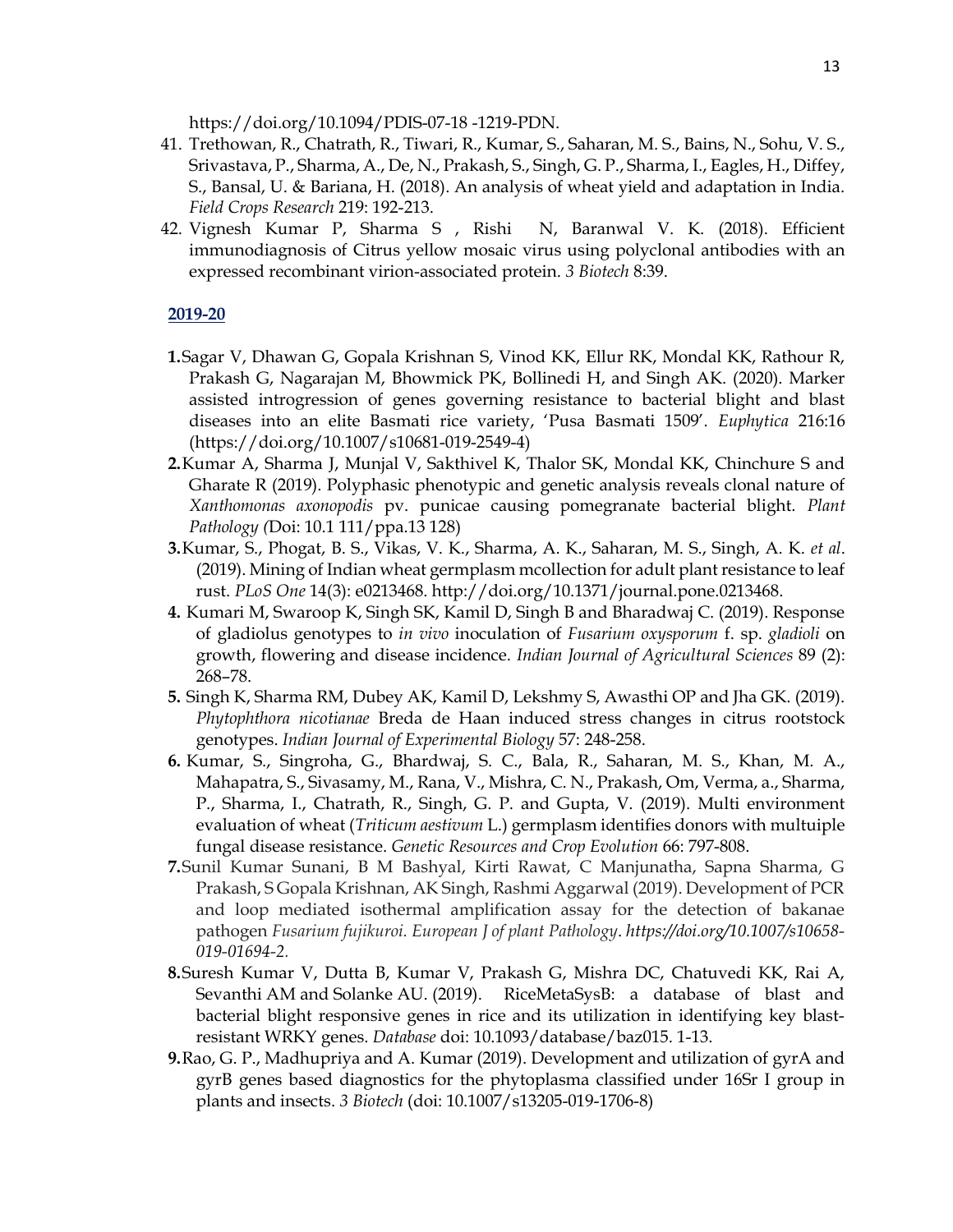https://doi.org/10.1094/PDIS-07-18 -1219-PDN.

41. Trethowan, R., Chatrath, R., Tiwari, R., Kumar, S., Saharan, M. S., Bains, N., Sohu, V. S., Srivastava, P., Sharma, A., De, N., Prakash, S., Singh, G. P., Sharma, I., Eagles, H., Diffey, S., Bansal, U. & Bariana, H. (2018). An analysis of wheat yield and adaptation in India. *Field Crops Research* 219: 192-213.
42. Vignesh Kumar P, Sharma S , Rishi N, Baranwal V. K. (2018). Efficient immunodiagnosis of Citrus yellow mosaic virus using polyclonal antibodies with an expressed recombinant virion-associated protein. *3 Biotech* 8:39.

**2019-20**

1. Sagar V, Dhawan G, Gopala Krishnan S, Vinod KK, Ellur RK, Mondal KK, Rathour R, Prakash G, Nagarajan M, Bhowmick PK, Bollinedi H, and Singh AK. (2020). Marker assisted introgression of genes governing resistance to bacterial blight and blast diseases into an elite Basmati rice variety, 'Pusa Basmati 1509'. *Euphytica* 216:16 (https://doi.org/10.1007/s10681-019-2549-4)
2. Kumar A, Sharma J, Munjal V, Sakthivel K, Thalor SK, Mondal KK, Chinchure S and Gharate R (2019). Polyphasic phenotypic and genetic analysis reveals clonal nature of *Xanthomonas axonopodis* pv. punicae causing pomegranate bacterial blight. *Plant Pathology (*Doi: 10.1 111/ppa.13 128)
3. Kumar, S., Phogat, B. S., Vikas, V. K., Sharma, A. K., Saharan, M. S., Singh, A. K. *et al*. (2019). Mining of Indian wheat germplasm mcollection for adult plant resistance to leaf rust. *PLoS One* 14(3): e0213468. http://doi.org/10.1371/journal.pone.0213468.
4. Kumari M, Swaroop K, Singh SK, Kamil D, Singh B and Bharadwaj C. (2019). Response of gladiolus genotypes to *in vivo* inoculation of *Fusarium oxysporum* f. sp. *gladioli* on growth, flowering and disease incidence. *Indian Journal of Agricultural Sciences* 89 (2): 268–78.
5. Singh K, Sharma RM, Dubey AK, Kamil D, Lekshmy S, Awasthi OP and Jha GK. (2019). *Phytophthora nicotianae* Breda de Haan induced stress changes in citrus rootstock genotypes. *Indian Journal of Experimental Biology* 57: 248-258.
6. Kumar, S., Singroha, G., Bhardwaj, S. C., Bala, R., Saharan, M. S., Khan, M. A., Mahapatra, S., Sivasamy, M., Rana, V., Mishra, C. N., Prakash, Om, Verma, a., Sharma, P., Sharma, I., Chatrath, R., Singh, G. P. and Gupta, V. (2019). Multi environment evaluation of wheat (*Triticum aestivum* L.) germplasm identifies donors with multuiple fungal disease resistance. *Genetic Resources and Crop Evolution* 66: 797-808.
7. Sunil Kumar Sunani, B M Bashyal, Kirti Rawat, C Manjunatha, Sapna Sharma, G Prakash, S Gopala Krishnan, AK Singh, Rashmi Aggarwal (2019). Development of PCR and loop mediated isothermal amplification assay for the detection of bakanae pathogen *Fusarium fujikuroi. European J of plant Pathology*. *https://doi.org/10.1007/s10658-019-01694-2.*
8. Suresh Kumar V, Dutta B, Kumar V, Prakash G, Mishra DC, Chatuvedi KK, Rai A, Sevanthi AM and Solanke AU. (2019). RiceMetaSysB: a database of blast and bacterial blight responsive genes in rice and its utilization in identifying key blast-resistant WRKY genes. *Database* doi: 10.1093/database/baz015. 1-13.
9. Rao, G. P., Madhupriya and A. Kumar (2019). Development and utilization of gyrA and gyrB genes based diagnostics for the phytoplasma classified under 16Sr I group in plants and insects. *3 Biotech* (doi: 10.1007/s13205-019-1706-8)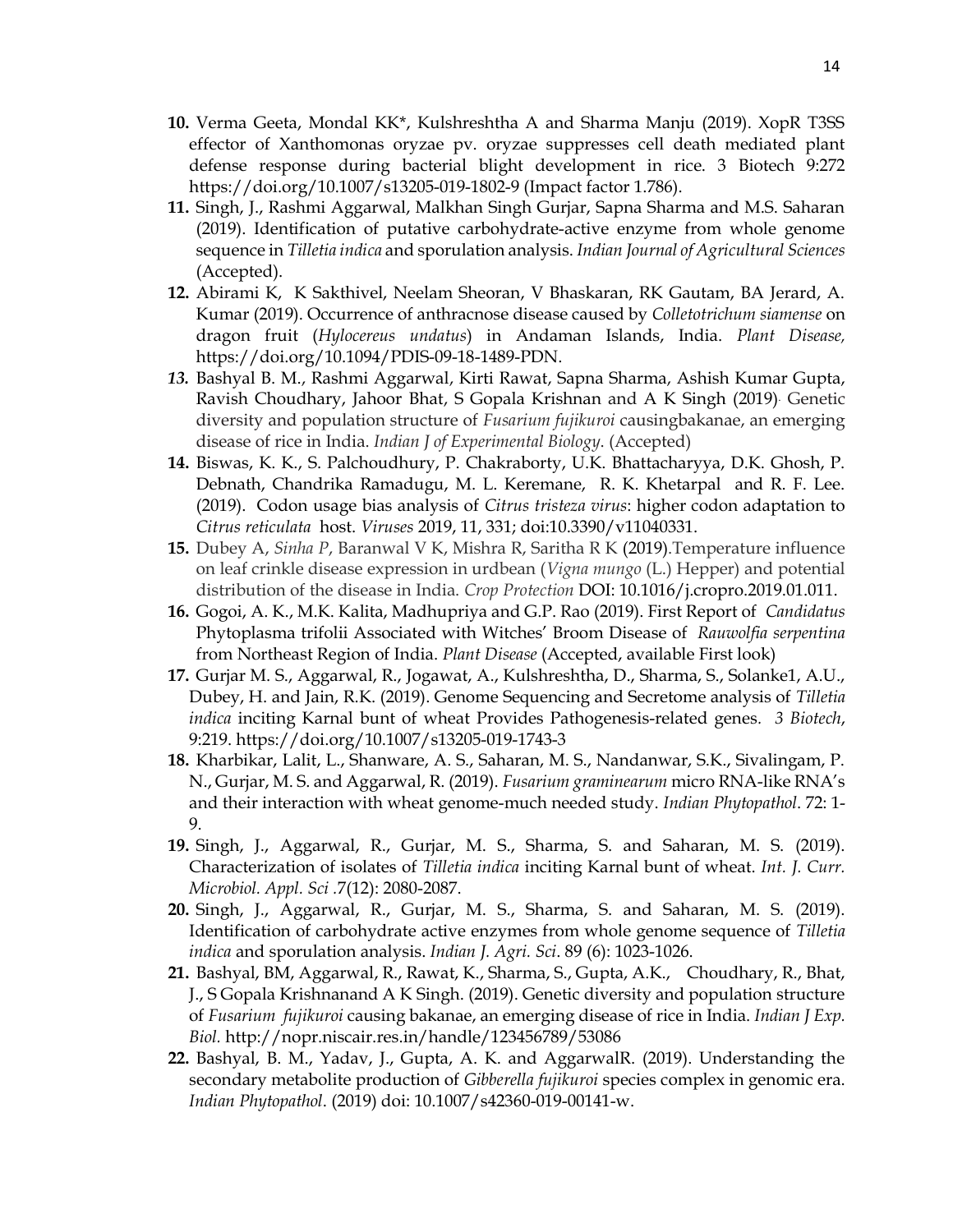**10.** Verma Geeta, Mondal KK*, Kulshreshtha A and Sharma Manju (2019). XopR T3SS effector of Xanthomonas oryzae pv. oryzae suppresses cell death mediated plant defense response during bacterial blight development in rice. 3 Biotech 9:272 https://doi.org/10.1007/s13205-019-1802-9 (Impact factor 1.786).

**11.** Singh, J., Rashmi Aggarwal, Malkhan Singh Gurjar, Sapna Sharma and M.S. Saharan (2019). Identification of putative carbohydrate-active enzyme from whole genome sequence in *Tilletia indica* and sporulation analysis. *Indian Journal of Agricultural Sciences* (Accepted).

**12.** Abirami K, K Sakthivel, Neelam Sheoran, V Bhaskaran, RK Gautam, BA Jerard, A. Kumar (2019). Occurrence of anthracnose disease caused by *Colletotrichum siamense* on dragon fruit (*Hylocereus undatus*) in Andaman Islands, India. *Plant Disease,* https://doi.org/10.1094/PDIS-09-18-1489-PDN.

***13.*** Bashyal B. M., Rashmi Aggarwal, Kirti Rawat, Sapna Sharma, Ashish Kumar Gupta, Ravish Choudhary, Jahoor Bhat, S Gopala Krishnan and A K Singh (2019). Genetic diversity and population structure of *Fusarium fujikuroi* causingbakanae, an emerging disease of rice in India. *Indian J of Experimental Biology.* (Accepted)

**14.** Biswas, K. K., S. Palchoudhury, P. Chakraborty, U.K. Bhattacharyya, D.K. Ghosh, P. Debnath, Chandrika Ramadugu, M. L. Keremane, R. K. Khetarpal and R. F. Lee. (2019). Codon usage bias analysis of *Citrus tristeza virus*: higher codon adaptation to *Citrus reticulata* host. *Viruses* 2019, 11, 331; doi:10.3390/v11040331.

**15.** Dubey A, *Sinha P*, Baranwal V K, Mishra R, Saritha R K (2019).Temperature influence on leaf crinkle disease expression in urdbean (*Vigna mungo* (L.) Hepper) and potential distribution of the disease in India. *Crop Protection* DOI: 10.1016/j.cropro.2019.01.011.

**16.** Gogoi, A. K., M.K. Kalita, Madhupriya and G.P. Rao (2019). First Report of *Candidatus* Phytoplasma trifolii Associated with Witches' Broom Disease of *Rauwolfia serpentina* from Northeast Region of India. *Plant Disease* (Accepted, available First look)

**17.** Gurjar M. S., Aggarwal, R., Jogawat, A., Kulshreshtha, D., Sharma, S., Solanke1, A.U., Dubey, H. and Jain, R.K. (2019). Genome Sequencing and Secretome analysis of *Tilletia indica* inciting Karnal bunt of wheat Provides Pathogenesis-related genes. *3 Biotech*, 9:219. https://doi.org/10.1007/s13205-019-1743-3

**18.** Kharbikar, Lalit, L., Shanware, A. S., Saharan, M. S., Nandanwar, S.K., Sivalingam, P. N., Gurjar, M. S. and Aggarwal, R. (2019). *Fusarium graminearum* micro RNA-like RNA's and their interaction with wheat genome-much needed study. *Indian Phytopathol*. 72: 1-9.

**19.** Singh, J., Aggarwal, R., Gurjar, M. S., Sharma, S. and Saharan, M. S. (2019). Characterization of isolates of *Tilletia indica* inciting Karnal bunt of wheat. *Int. J. Curr. Microbiol. Appl. Sci* .7(12): 2080-2087.

**20.** Singh, J., Aggarwal, R., Gurjar, M. S., Sharma, S. and Saharan, M. S. (2019). Identification of carbohydrate active enzymes from whole genome sequence of *Tilletia indica* and sporulation analysis. *Indian J. Agri. Sci*. 89 (6): 1023-1026.

**21.** Bashyal, BM, Aggarwal, R., Rawat, K., Sharma, S., Gupta, A.K., Choudhary, R., Bhat, J., S Gopala Krishnanand A K Singh. (2019). Genetic diversity and population structure of *Fusarium fujikuroi* causing bakanae, an emerging disease of rice in India. *Indian J Exp. Biol.* http://nopr.niscair.res.in/handle/123456789/53086

**22.** Bashyal, B. M., Yadav, J., Gupta, A. K. and AggarwalR. (2019). Understanding the secondary metabolite production of *Gibberella fujikuroi* species complex in genomic era. *Indian Phytopathol*. (2019) doi: 10.1007/s42360-019-00141-w.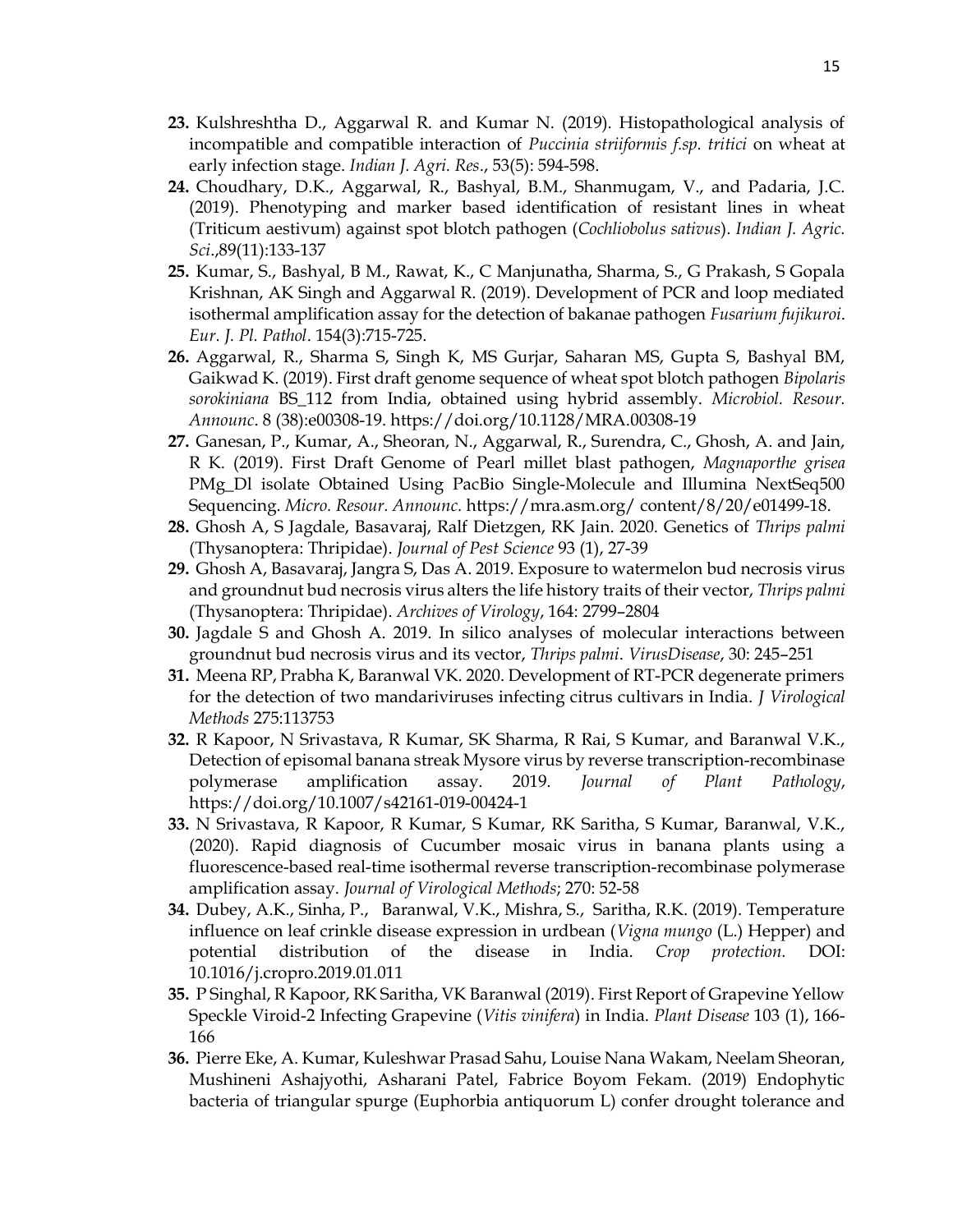**23.** Kulshreshtha D., Aggarwal R. and Kumar N. (2019). Histopathological analysis of incompatible and compatible interaction of *Puccinia striiformis f.sp. tritici* on wheat at early infection stage. *Indian J. Agri. Res*., 53(5): 594-598.

**24.** Choudhary, D.K., Aggarwal, R., Bashyal, B.M., Shanmugam, V., and Padaria, J.C. (2019). Phenotyping and marker based identification of resistant lines in wheat (Triticum aestivum) against spot blotch pathogen (*Cochliobolus sativus*). *Indian J. Agric. Sci*.,89(11):133-137

**25.** Kumar, S., Bashyal, B M., Rawat, K., C Manjunatha, Sharma, S., G Prakash, S Gopala Krishnan, AK Singh and Aggarwal R. (2019). Development of PCR and loop mediated isothermal amplification assay for the detection of bakanae pathogen *Fusarium fujikuroi*. *Eur. J. Pl. Pathol*. 154(3):715-725.

**26.** Aggarwal, R., Sharma S, Singh K, MS Gurjar, Saharan MS, Gupta S, Bashyal BM, Gaikwad K. (2019). First draft genome sequence of wheat spot blotch pathogen *Bipolaris sorokiniana* BS_112 from India, obtained using hybrid assembly. *Microbiol. Resour. Announc*. 8 (38):e00308-19. https://doi.org/10.1128/MRA.00308-19

**27.** Ganesan, P., Kumar, A., Sheoran, N., Aggarwal, R., Surendra, C., Ghosh, A. and Jain, R K. (2019). First Draft Genome of Pearl millet blast pathogen, *Magnaporthe grisea* PMg_Dl isolate Obtained Using PacBio Single-Molecule and Illumina NextSeq500 Sequencing. *Micro. Resour. Announc.* https://mra.asm.org/ content/8/20/e01499-18.

**28.** Ghosh A, S Jagdale, Basavaraj, Ralf Dietzgen, RK Jain. 2020. Genetics of *Thrips palmi* (Thysanoptera: Thripidae). *Journal of Pest Science* 93 (1), 27-39

**29.** Ghosh A, Basavaraj, Jangra S, Das A. 2019. Exposure to watermelon bud necrosis virus and groundnut bud necrosis virus alters the life history traits of their vector, *Thrips palmi* (Thysanoptera: Thripidae). *Archives of Virology*, 164: 2799–2804

**30.** Jagdale S and Ghosh A. 2019. In silico analyses of molecular interactions between groundnut bud necrosis virus and its vector, *Thrips palmi*. *VirusDisease*, 30: 245–251

**31.** Meena RP, Prabha K, Baranwal VK. 2020. Development of RT-PCR degenerate primers for the detection of two mandariviruses infecting citrus cultivars in India. *J Virological Methods* 275:113753

**32.** R Kapoor, N Srivastava, R Kumar, SK Sharma, R Rai, S Kumar, and Baranwal V.K., Detection of episomal banana streak Mysore virus by reverse transcription-recombinase polymerase amplification assay. 2019. *Journal of Plant Pathology*, https://doi.org/10.1007/s42161-019-00424-1

**33.** N Srivastava, R Kapoor, R Kumar, S Kumar, RK Saritha, S Kumar, Baranwal, V.K., (2020). Rapid diagnosis of Cucumber mosaic virus in banana plants using a fluorescence-based real-time isothermal reverse transcription-recombinase polymerase amplification assay. *Journal of Virological Methods*; 270: 52-58

**34.** Dubey, A.K., Sinha, P., Baranwal, V.K., Mishra, S., Saritha, R.K. (2019). Temperature influence on leaf crinkle disease expression in urdbean (*Vigna mungo* (L.) Hepper) and potential distribution of the disease in India. *Crop protection.* DOI: 10.1016/j.cropro.2019.01.011

**35.** P Singhal, R Kapoor, RK Saritha, VK Baranwal (2019). First Report of Grapevine Yellow Speckle Viroid-2 Infecting Grapevine (*Vitis vinifera*) in India. *Plant Disease* 103 (1), 166-166

**36.** Pierre Eke, A. Kumar, Kuleshwar Prasad Sahu, Louise Nana Wakam, Neelam Sheoran, Mushineni Ashajyothi, Asharani Patel, Fabrice Boyom Fekam. (2019) Endophytic bacteria of triangular spurge (Euphorbia antiquorum L) confer drought tolerance and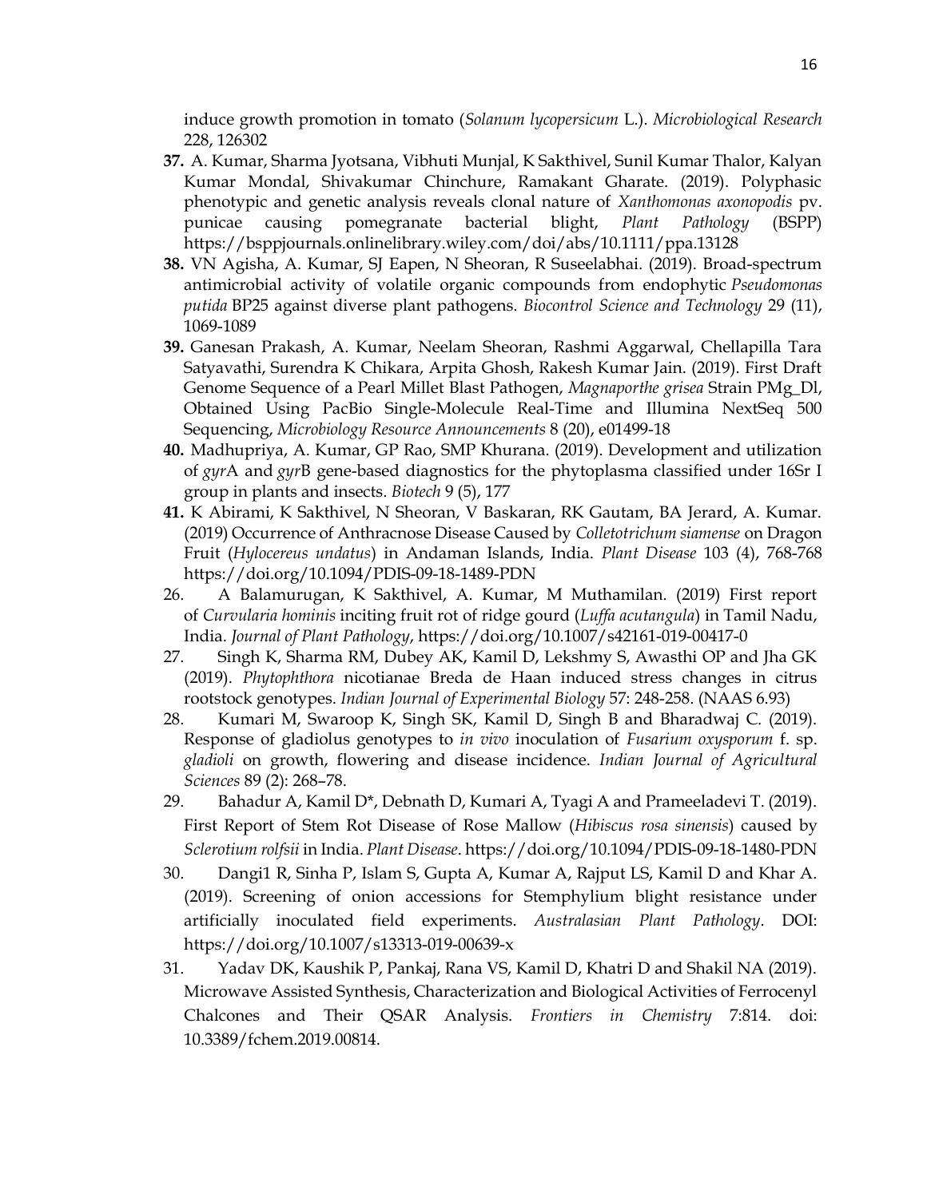induce growth promotion in tomato (*Solanum lycopersicum* L.). *Microbiological Research* 228, 126302

**37.** A. Kumar, Sharma Jyotsana, Vibhuti Munjal, K Sakthivel, Sunil Kumar Thalor, Kalyan Kumar Mondal, Shivakumar Chinchure, Ramakant Gharate. (2019). Polyphasic phenotypic and genetic analysis reveals clonal nature of *Xanthomonas axonopodis* pv. punicae causing pomegranate bacterial blight, *Plant Pathology* (BSPP) https://bsppjournals.onlinelibrary.wiley.com/doi/abs/10.1111/ppa.13128

**38.** VN Agisha, A. Kumar, SJ Eapen, N Sheoran, R Suseelabhai. (2019). Broad-spectrum antimicrobial activity of volatile organic compounds from endophytic *Pseudomonas putida* BP25 against diverse plant pathogens. *Biocontrol Science and Technology* 29 (11), 1069-1089

**39.** Ganesan Prakash, A. Kumar, Neelam Sheoran, Rashmi Aggarwal, Chellapilla Tara Satyavathi, Surendra K Chikara, Arpita Ghosh, Rakesh Kumar Jain. (2019). First Draft Genome Sequence of a Pearl Millet Blast Pathogen, *Magnaporthe grisea* Strain PMg_Dl, Obtained Using PacBio Single-Molecule Real-Time and Illumina NextSeq 500 Sequencing, *Microbiology Resource Announcements* 8 (20), e01499-18

**40.** Madhupriya, A. Kumar, GP Rao, SMP Khurana. (2019). Development and utilization of *gyr*A and *gyr*B gene-based diagnostics for the phytoplasma classified under 16Sr I group in plants and insects. *Biotech* 9 (5), 177

**41.** K Abirami, K Sakthivel, N Sheoran, V Baskaran, RK Gautam, BA Jerard, A. Kumar. (2019) Occurrence of Anthracnose Disease Caused by *Colletotrichum siamense* on Dragon Fruit (*Hylocereus undatus*) in Andaman Islands, India. *Plant Disease* 103 (4), 768-768 https://doi.org/10.1094/PDIS-09-18-1489-PDN

26. A Balamurugan, K Sakthivel, A. Kumar, M Muthamilan. (2019) First report of *Curvularia hominis* inciting fruit rot of ridge gourd (*Luffa acutangula*) in Tamil Nadu, India. *Journal of Plant Pathology*, https://doi.org/10.1007/s42161-019-00417-0

27. Singh K, Sharma RM, Dubey AK, Kamil D, Lekshmy S, Awasthi OP and Jha GK (2019). *Phytophthora* nicotianae Breda de Haan induced stress changes in citrus rootstock genotypes. *Indian Journal of Experimental Biology* 57: 248-258. (NAAS 6.93)

28. Kumari M, Swaroop K, Singh SK, Kamil D, Singh B and Bharadwaj C. (2019). Response of gladiolus genotypes to *in vivo* inoculation of *Fusarium oxysporum* f. sp. *gladioli* on growth, flowering and disease incidence. *Indian Journal of Agricultural Sciences* 89 (2): 268–78.

29. Bahadur A, Kamil D*, Debnath D, Kumari A, Tyagi A and Prameeladevi T. (2019). First Report of Stem Rot Disease of Rose Mallow (*Hibiscus rosa sinensis*) caused by *Sclerotium rolfsii* in India. *Plant Disease*. https://doi.org/10.1094/PDIS-09-18-1480-PDN

30. Dangi1 R, Sinha P, Islam S, Gupta A, Kumar A, Rajput LS, Kamil D and Khar A. (2019). Screening of onion accessions for Stemphylium blight resistance under artificially inoculated field experiments. *Australasian Plant Pathology*. DOI: https://doi.org/10.1007/s13313-019-00639-x

31. Yadav DK, Kaushik P, Pankaj, Rana VS, Kamil D, Khatri D and Shakil NA (2019). Microwave Assisted Synthesis, Characterization and Biological Activities of Ferrocenyl Chalcones and Their QSAR Analysis. *Frontiers in Chemistry* 7:814. doi: 10.3389/fchem.2019.00814.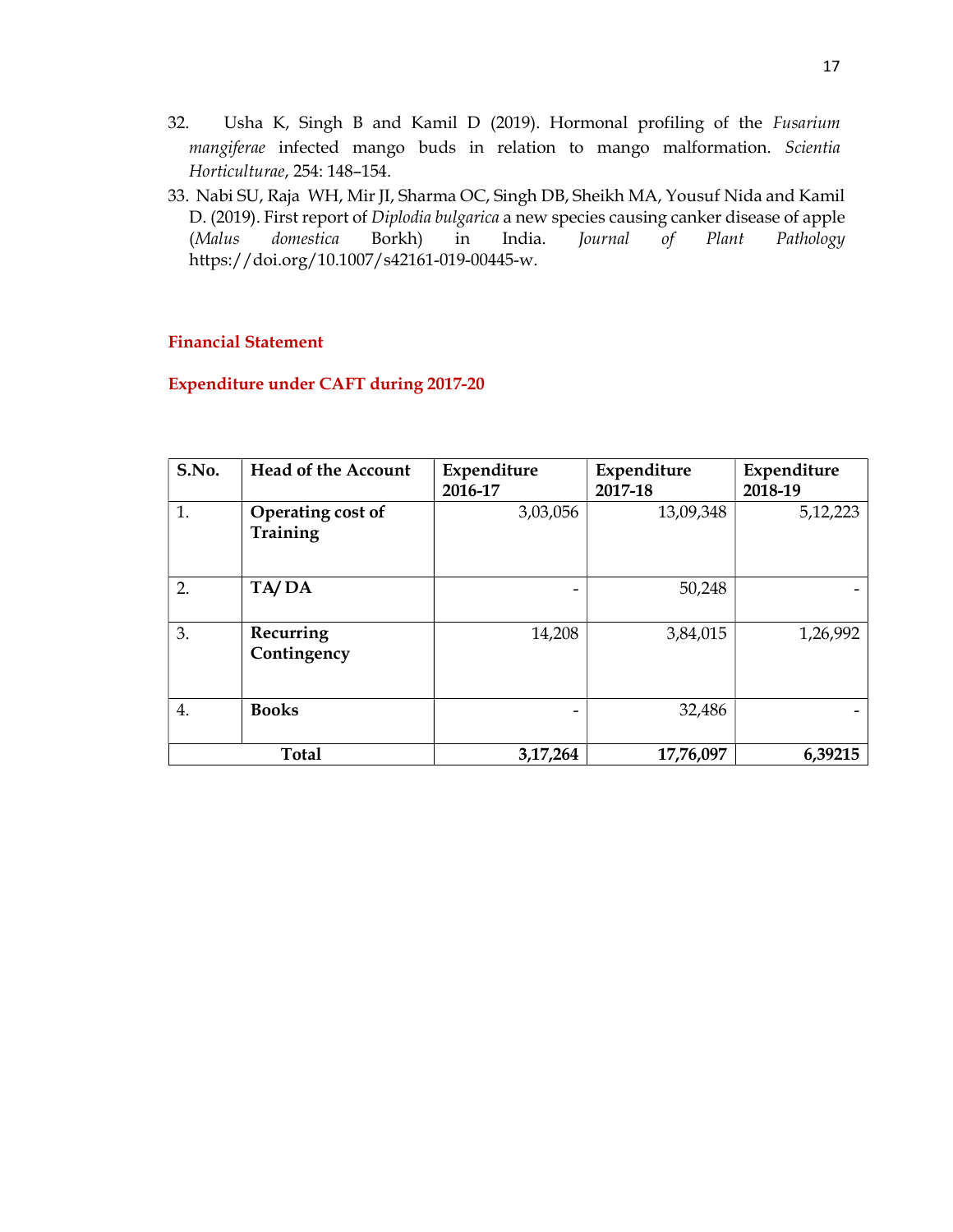32. Usha K, Singh B and Kamil D (2019). Hormonal profiling of the *Fusarium mangiferae* infected mango buds in relation to mango malformation. *Scientia Horticulturae*, 254: 148–154.

33. Nabi SU, Raja WH, Mir JI, Sharma OC, Singh DB, Sheikh MA, Yousuf Nida and Kamil D. (2019). First report of *Diplodia bulgarica* a new species causing canker disease of apple (*Malus domestica* Borkh) in India. *Journal of Plant Pathology* https://doi.org/10.1007/s42161-019-00445-w.

## Financial Statement

### Expenditure under CAFT during 2017-20

| S.No. | Head of the Account | Expenditure 2016-17 | Expenditure 2017-18 | Expenditure 2018-19 |
|---|---|---|---|---|
| 1. | **Operating cost of Training** | 3,03,056 | 13,09,348 | 5,12,223 |
| 2. | **TA/ DA** | - | 50,248 | - |
| 3. | **Recurring Contingency** | 14,208 | 3,84,015 | 1,26,992 |
| 4. | **Books** | - | 32,486 | - |
| **Total** | | **3,17,264** | **17,76,097** | **6,39215** |